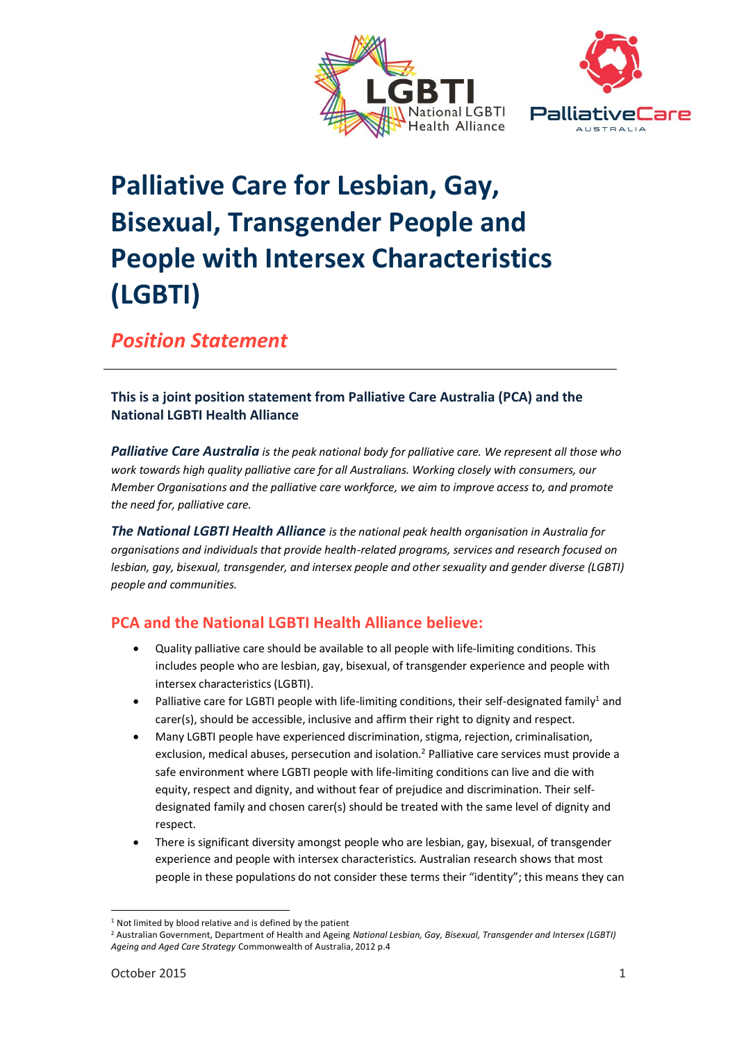# Palliative Care for Lesbian, Gay, Bisexual, Transgender People and People with Intersex Characteristics (LGBTI)

## *Position Statement*

---

**This is a joint position statement from Palliative Care Australia (PCA) and the National LGBTI Health Alliance**

***Palliative Care Australia*** *is the peak national body for palliative care. We represent all those who work towards high quality palliative care for all Australians. Working closely with consumers, our Member Organisations and the palliative care workforce, we aim to improve access to, and promote the need for, palliative care.*

***The National LGBTI Health Alliance*** *is the national peak health organisation in Australia for organisations and individuals that provide health-related programs, services and research focused on lesbian, gay, bisexual, transgender, and intersex people and other sexuality and gender diverse (LGBTI) people and communities.*

## PCA and the National LGBTI Health Alliance believe:

- Quality palliative care should be available to all people with life-limiting conditions. This includes people who are lesbian, gay, bisexual, of transgender experience and people with intersex characteristics (LGBTI).
- Palliative care for LGBTI people with life-limiting conditions, their self-designated family[1] and carer(s), should be accessible, inclusive and affirm their right to dignity and respect.
- Many LGBTI people have experienced discrimination, stigma, rejection, criminalisation, exclusion, medical abuses, persecution and isolation.[2] Palliative care services must provide a safe environment where LGBTI people with life-limiting conditions can live and die with equity, respect and dignity, and without fear of prejudice and discrimination. Their self-designated family and chosen carer(s) should be treated with the same level of dignity and respect.
- There is significant diversity amongst people who are lesbian, gay, bisexual, of transgender experience and people with intersex characteristics. Australian research shows that most people in these populations do not consider these terms their "identity"; this means they can

---

[1] Not limited by blood relative and is defined by the patient

[2] Australian Government, Department of Health and Ageing *National Lesbian, Gay, Bisexual, Transgender and Intersex (LGBTI) Ageing and Aged Care Strategy* Commonwealth of Australia, 2012 p.4

October 2015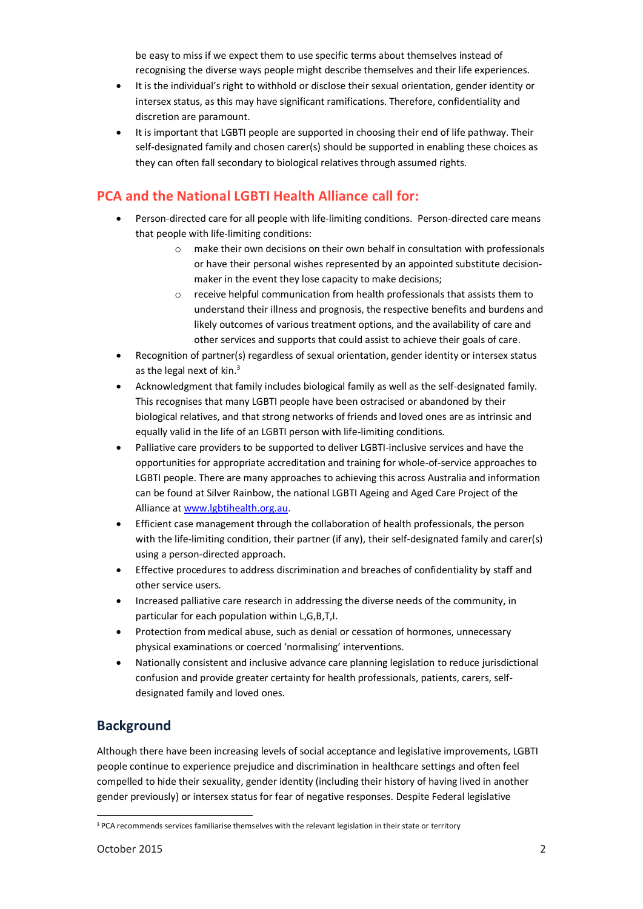be easy to miss if we expect them to use specific terms about themselves instead of recognising the diverse ways people might describe themselves and their life experiences.

- It is the individual's right to withhold or disclose their sexual orientation, gender identity or intersex status, as this may have significant ramifications. Therefore, confidentiality and discretion are paramount.
- It is important that LGBTI people are supported in choosing their end of life pathway. Their self-designated family and chosen carer(s) should be supported in enabling these choices as they can often fall secondary to biological relatives through assumed rights.

## PCA and the National LGBTI Health Alliance call for:

- Person-directed care for all people with life-limiting conditions. Person-directed care means that people with life-limiting conditions:
  - make their own decisions on their own behalf in consultation with professionals or have their personal wishes represented by an appointed substitute decision-maker in the event they lose capacity to make decisions;
  - receive helpful communication from health professionals that assists them to understand their illness and prognosis, the respective benefits and burdens and likely outcomes of various treatment options, and the availability of care and other services and supports that could assist to achieve their goals of care.
- Recognition of partner(s) regardless of sexual orientation, gender identity or intersex status as the legal next of kin.[3]
- Acknowledgment that family includes biological family as well as the self-designated family. This recognises that many LGBTI people have been ostracised or abandoned by their biological relatives, and that strong networks of friends and loved ones are as intrinsic and equally valid in the life of an LGBTI person with life-limiting conditions.
- Palliative care providers to be supported to deliver LGBTI-inclusive services and have the opportunities for appropriate accreditation and training for whole-of-service approaches to LGBTI people. There are many approaches to achieving this across Australia and information can be found at Silver Rainbow, the national LGBTI Ageing and Aged Care Project of the Alliance at [www.lgbtihealth.org.au](http://www.lgbtihealth.org.au).
- Efficient case management through the collaboration of health professionals, the person with the life-limiting condition, their partner (if any), their self-designated family and carer(s) using a person-directed approach.
- Effective procedures to address discrimination and breaches of confidentiality by staff and other service users.
- Increased palliative care research in addressing the diverse needs of the community, in particular for each population within L,G,B,T,I.
- Protection from medical abuse, such as denial or cessation of hormones, unnecessary physical examinations or coerced 'normalising' interventions.
- Nationally consistent and inclusive advance care planning legislation to reduce jurisdictional confusion and provide greater certainty for health professionals, patients, carers, self-designated family and loved ones.

## Background

Although there have been increasing levels of social acceptance and legislative improvements, LGBTI people continue to experience prejudice and discrimination in healthcare settings and often feel compelled to hide their sexuality, gender identity (including their history of having lived in another gender previously) or intersex status for fear of negative responses. Despite Federal legislative

[3] PCA recommends services familiarise themselves with the relevant legislation in their state or territory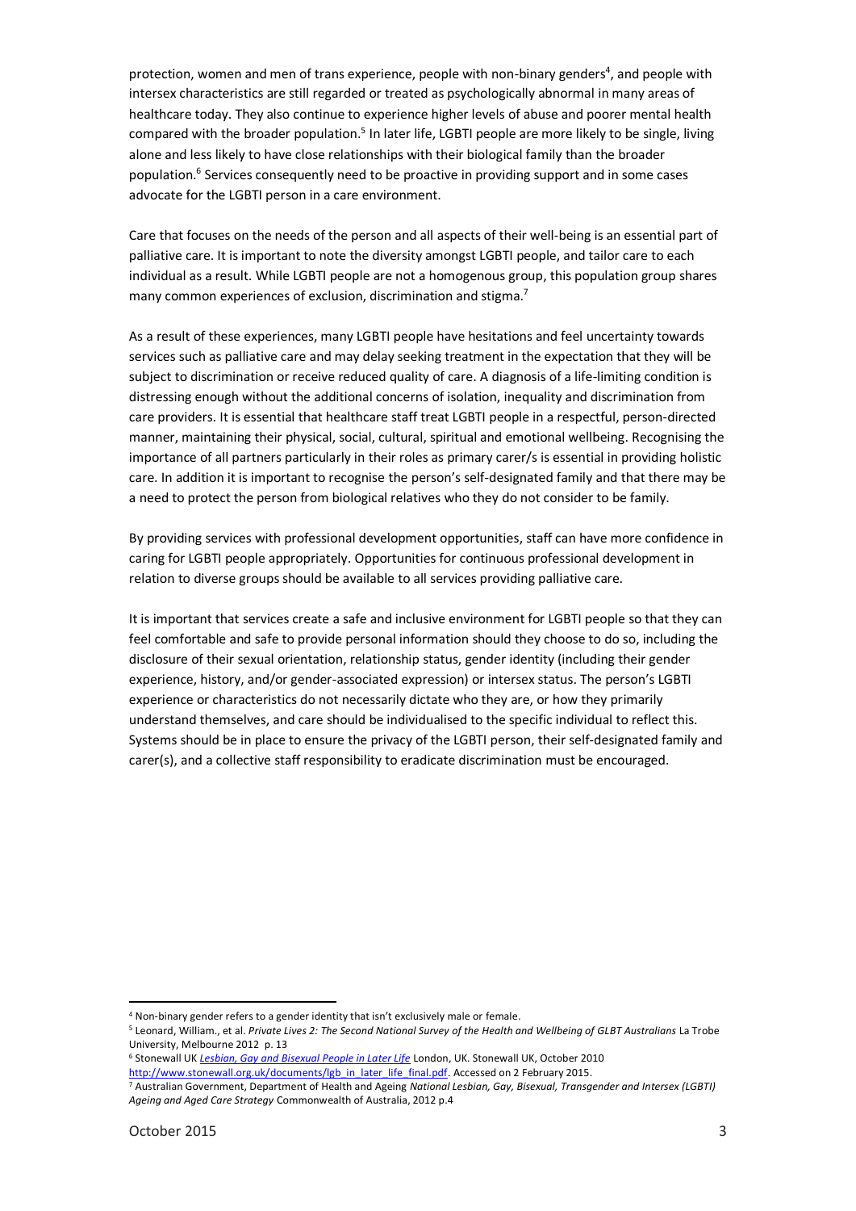protection, women and men of trans experience, people with non-binary genders[4], and people with intersex characteristics are still regarded or treated as psychologically abnormal in many areas of healthcare today. They also continue to experience higher levels of abuse and poorer mental health compared with the broader population.[5] In later life, LGBTI people are more likely to be single, living alone and less likely to have close relationships with their biological family than the broader population.[6] Services consequently need to be proactive in providing support and in some cases advocate for the LGBTI person in a care environment.

Care that focuses on the needs of the person and all aspects of their well-being is an essential part of palliative care. It is important to note the diversity amongst LGBTI people, and tailor care to each individual as a result. While LGBTI people are not a homogenous group, this population group shares many common experiences of exclusion, discrimination and stigma.[7]

As a result of these experiences, many LGBTI people have hesitations and feel uncertainty towards services such as palliative care and may delay seeking treatment in the expectation that they will be subject to discrimination or receive reduced quality of care. A diagnosis of a life-limiting condition is distressing enough without the additional concerns of isolation, inequality and discrimination from care providers. It is essential that healthcare staff treat LGBTI people in a respectful, person-directed manner, maintaining their physical, social, cultural, spiritual and emotional wellbeing. Recognising the importance of all partners particularly in their roles as primary carer/s is essential in providing holistic care. In addition it is important to recognise the person's self-designated family and that there may be a need to protect the person from biological relatives who they do not consider to be family.

By providing services with professional development opportunities, staff can have more confidence in caring for LGBTI people appropriately. Opportunities for continuous professional development in relation to diverse groups should be available to all services providing palliative care.

It is important that services create a safe and inclusive environment for LGBTI people so that they can feel comfortable and safe to provide personal information should they choose to do so, including the disclosure of their sexual orientation, relationship status, gender identity (including their gender experience, history, and/or gender-associated expression) or intersex status. The person's LGBTI experience or characteristics do not necessarily dictate who they are, or how they primarily understand themselves, and care should be individualised to the specific individual to reflect this. Systems should be in place to ensure the privacy of the LGBTI person, their self-designated family and carer(s), and a collective staff responsibility to eradicate discrimination must be encouraged.

---

[4] Non-binary gender refers to a gender identity that isn't exclusively male or female.

[5] Leonard, William., et al. *Private Lives 2: The Second National Survey of the Health and Wellbeing of GLBT Australians* La Trobe University, Melbourne 2012 p. 13

[6] Stonewall UK *Lesbian, Gay and Bisexual People in Later Life* London, UK. Stonewall UK, October 2010 http://www.stonewall.org.uk/documents/lgb_in_later_life_final.pdf. Accessed on 2 February 2015.

[7] Australian Government, Department of Health and Ageing *National Lesbian, Gay, Bisexual, Transgender and Intersex (LGBTI) Ageing and Aged Care Strategy* Commonwealth of Australia, 2012 p.4

October 2015